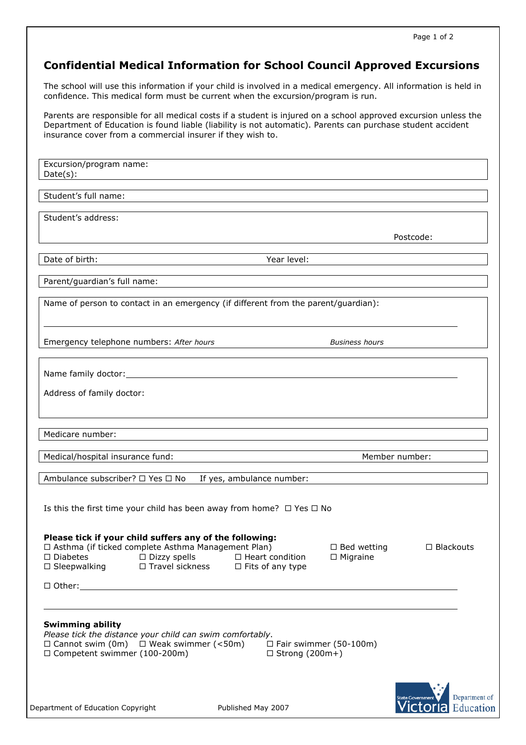# Confidential Medical Information for School Council Approved Excursions

The school will use this information if your child is involved in a medical emergency. All information is held in confidence. This medical form must be current when the excursion/program is run.

Parents are responsible for all medical costs if a student is injured on a school approved excursion unless the Department of Education is found liable (liability is not automatic). Parents can purchase student accident insurance cover from a commercial insurer if they wish to.

Excursion/program name:
Date(s):

Student's full name:

Student's address:

Postcode:

Date of birth: Year level:

Parent/guardian's full name:

Name of person to contact in an emergency (if different from the parent/guardian):

Emergency telephone numbers: *After hours* *Business hours*

Name family doctor:

Address of family doctor:

Medicare number:

Medical/hospital insurance fund: Member number:

Ambulance subscriber? ☐ Yes ☐ No If yes, ambulance number:

Is this the first time your child has been away from home? ☐ Yes ☐ No

**Please tick if your child suffers any of the following:**

☐ Asthma (if ticked complete Asthma Management Plan) ☐ Bed wetting ☐ Blackouts
☐ Diabetes ☐ Dizzy spells ☐ Heart condition ☐ Migraine
☐ Sleepwalking ☐ Travel sickness ☐ Fits of any type

☐ Other:

**Swimming ability**

*Please tick the distance your child can swim comfortably.*

☐ Cannot swim (0m) ☐ Weak swimmer (<50m) ☐ Fair swimmer (50-100m)
☐ Competent swimmer (100-200m) ☐ Strong (200m+)

Department of Education Copyright Published May 2007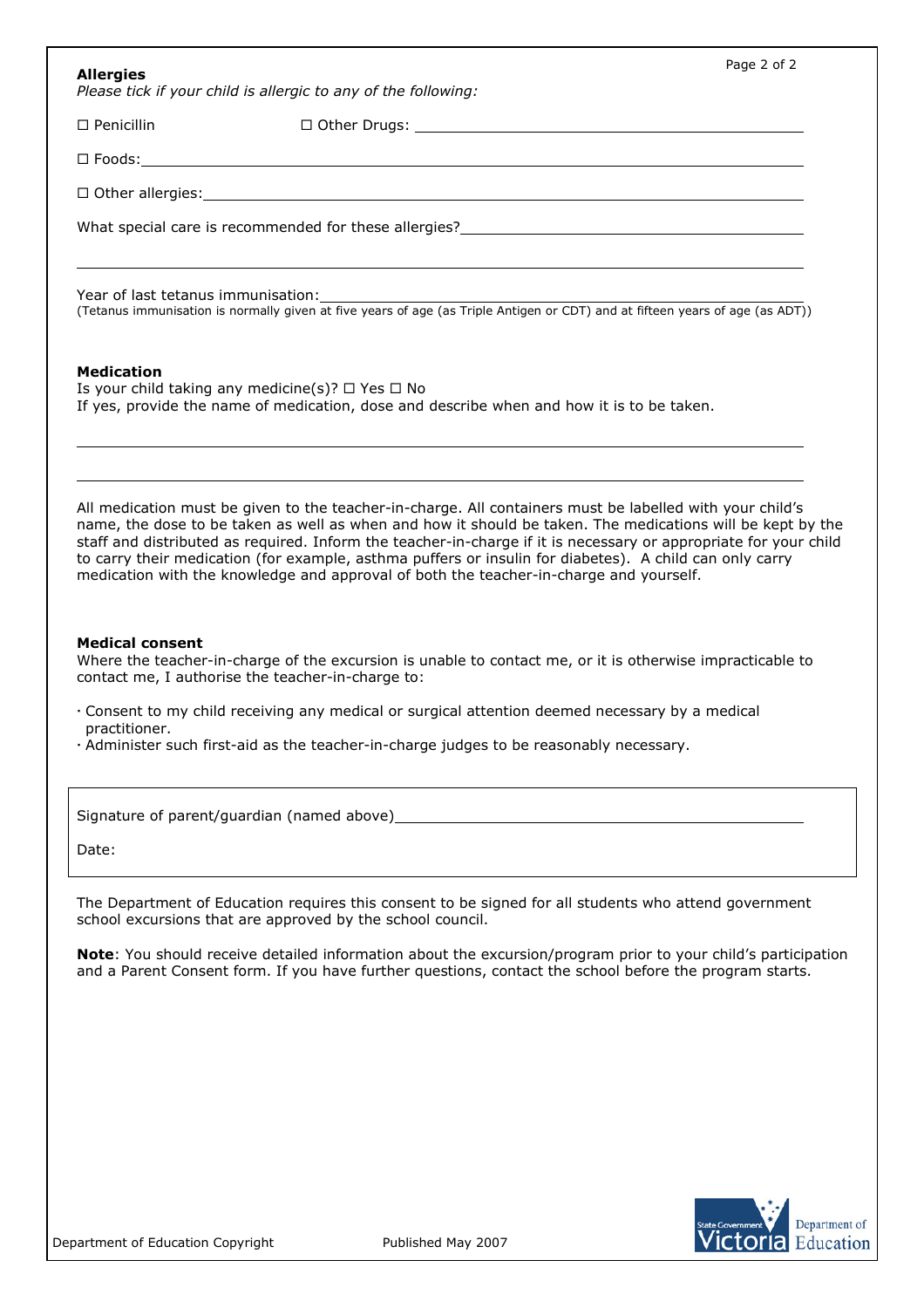**Allergies**

*Please tick if your child is allergic to any of the following:*

☐ Penicillin ☐ Other Drugs: \_\_\_\_\_\_\_\_\_\_\_\_\_\_\_\_\_\_\_\_\_\_\_\_\_\_\_\_\_\_\_\_\_\_\_\_\_\_\_\_

☐ Foods: \_\_\_\_\_\_\_\_\_\_\_\_\_\_\_\_\_\_\_\_\_\_\_\_\_\_\_\_\_\_\_\_\_\_\_\_\_\_\_\_\_\_\_\_\_\_\_\_\_\_\_\_\_\_\_\_\_\_\_\_\_\_

☐ Other allergies: \_\_\_\_\_\_\_\_\_\_\_\_\_\_\_\_\_\_\_\_\_\_\_\_\_\_\_\_\_\_\_\_\_\_\_\_\_\_\_\_\_\_\_\_\_\_\_\_\_\_\_\_\_\_

What special care is recommended for these allergies? \_\_\_\_\_\_\_\_\_\_\_\_\_\_\_\_\_\_\_\_\_\_\_\_\_\_\_\_\_\_\_\_

\_\_\_\_\_\_\_\_\_\_\_\_\_\_\_\_\_\_\_\_\_\_\_\_\_\_\_\_\_\_\_\_\_\_\_\_\_\_\_\_\_\_\_\_\_\_\_\_\_\_\_\_\_\_\_\_\_\_\_\_\_\_\_\_\_\_\_\_\_\_\_\_\_\_

Year of last tetanus immunisation: \_\_\_\_\_\_\_\_\_\_\_\_\_\_\_\_\_\_\_\_\_\_\_\_\_\_\_\_\_\_\_\_\_\_\_\_\_\_\_\_\_\_\_\_\_\_

(Tetanus immunisation is normally given at five years of age (as Triple Antigen or CDT) and at fifteen years of age (as ADT))

**Medication**

Is your child taking any medicine(s)? ☐ Yes ☐ No

If yes, provide the name of medication, dose and describe when and how it is to be taken.

\_\_\_\_\_\_\_\_\_\_\_\_\_\_\_\_\_\_\_\_\_\_\_\_\_\_\_\_\_\_\_\_\_\_\_\_\_\_\_\_\_\_\_\_\_\_\_\_\_\_\_\_\_\_\_\_\_\_\_\_\_\_\_\_\_\_\_\_\_\_\_\_\_\_

\_\_\_\_\_\_\_\_\_\_\_\_\_\_\_\_\_\_\_\_\_\_\_\_\_\_\_\_\_\_\_\_\_\_\_\_\_\_\_\_\_\_\_\_\_\_\_\_\_\_\_\_\_\_\_\_\_\_\_\_\_\_\_\_\_\_\_\_\_\_\_\_\_\_

All medication must be given to the teacher-in-charge. All containers must be labelled with your child's name, the dose to be taken as well as when and how it should be taken. The medications will be kept by the staff and distributed as required. Inform the teacher-in-charge if it is necessary or appropriate for your child to carry their medication (for example, asthma puffers or insulin for diabetes). A child can only carry medication with the knowledge and approval of both the teacher-in-charge and yourself.

**Medical consent**

Where the teacher-in-charge of the excursion is unable to contact me, or it is otherwise impracticable to contact me, I authorise the teacher-in-charge to:

- Consent to my child receiving any medical or surgical attention deemed necessary by a medical practitioner.
- Administer such first-aid as the teacher-in-charge judges to be reasonably necessary.

Signature of parent/guardian (named above) \_\_\_\_\_\_\_\_\_\_\_\_\_\_\_\_\_\_\_\_\_\_\_\_\_\_\_\_\_\_\_\_\_\_\_\_\_\_\_\_

Date:

The Department of Education requires this consent to be signed for all students who attend government school excursions that are approved by the school council.

**Note**: You should receive detailed information about the excursion/program prior to your child's participation and a Parent Consent form. If you have further questions, contact the school before the program starts.

Department of Education Copyright Published May 2007

State Government Victoria Department of Education